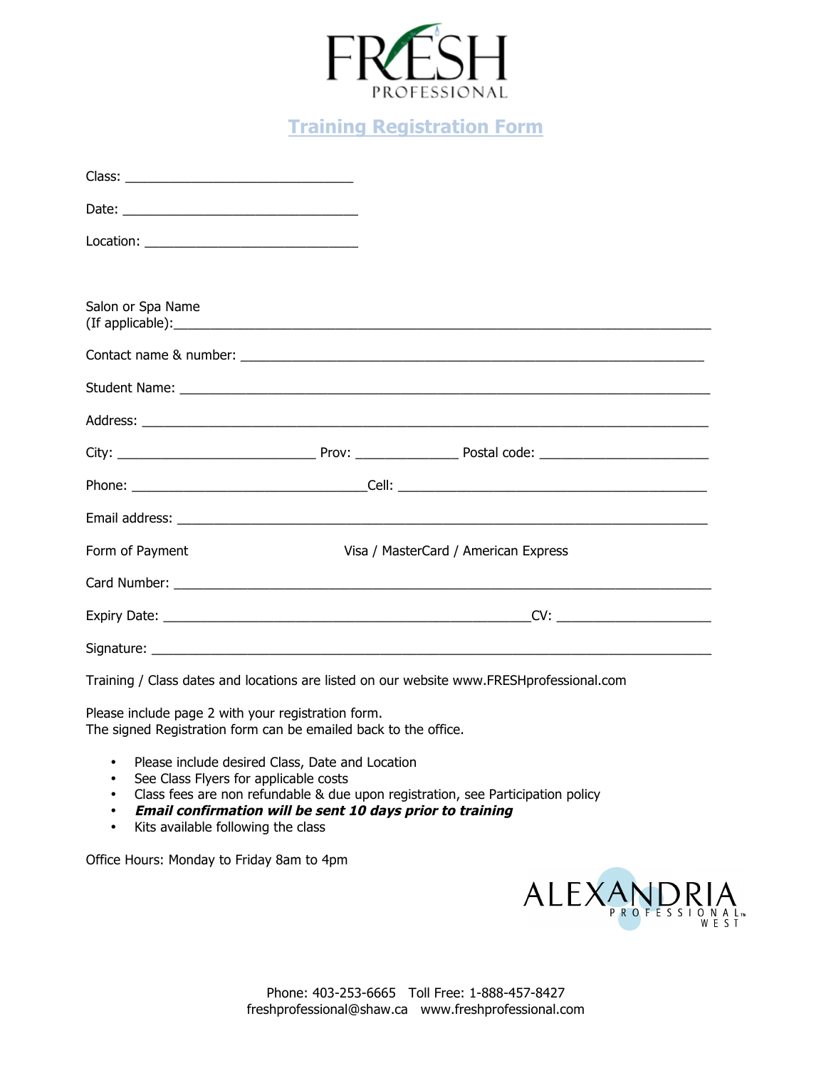FRESH PROFESSIONAL

# Training Registration Form

Class: ______________________________

Date: _______________________________

Location: ____________________________

Salon or Spa Name (If applicable): ______________________________________________________________

Contact name & number: ______________________________________________________________

Student Name: ______________________________________________________________

Address: ______________________________________________________________

City: _________________________ Prov: _____________ Postal code: ______________________

Phone: ______________________________ Cell: ________________________________________

Email address: ______________________________________________________________

Form of Payment Visa / MasterCard / American Express

Card Number: ______________________________________________________________

Expiry Date: _______________________________________________ CV: ____________________

Signature: ______________________________________________________________

Training / Class dates and locations are listed on our website www.FRESHprofessional.com

Please include page 2 with your registration form.
The signed Registration form can be emailed back to the office.

- Please include desired Class, Date and Location
- See Class Flyers for applicable costs
- Class fees are non refundable & due upon registration, see Participation policy
- ***Email confirmation will be sent 10 days prior to training***
- Kits available following the class

Office Hours: Monday to Friday 8am to 4pm

ALEXANDRIA PROFESSIONAL™ WEST

Phone: 403-253-6665 Toll Free: 1-888-457-8427
freshprofessional@shaw.ca www.freshprofessional.com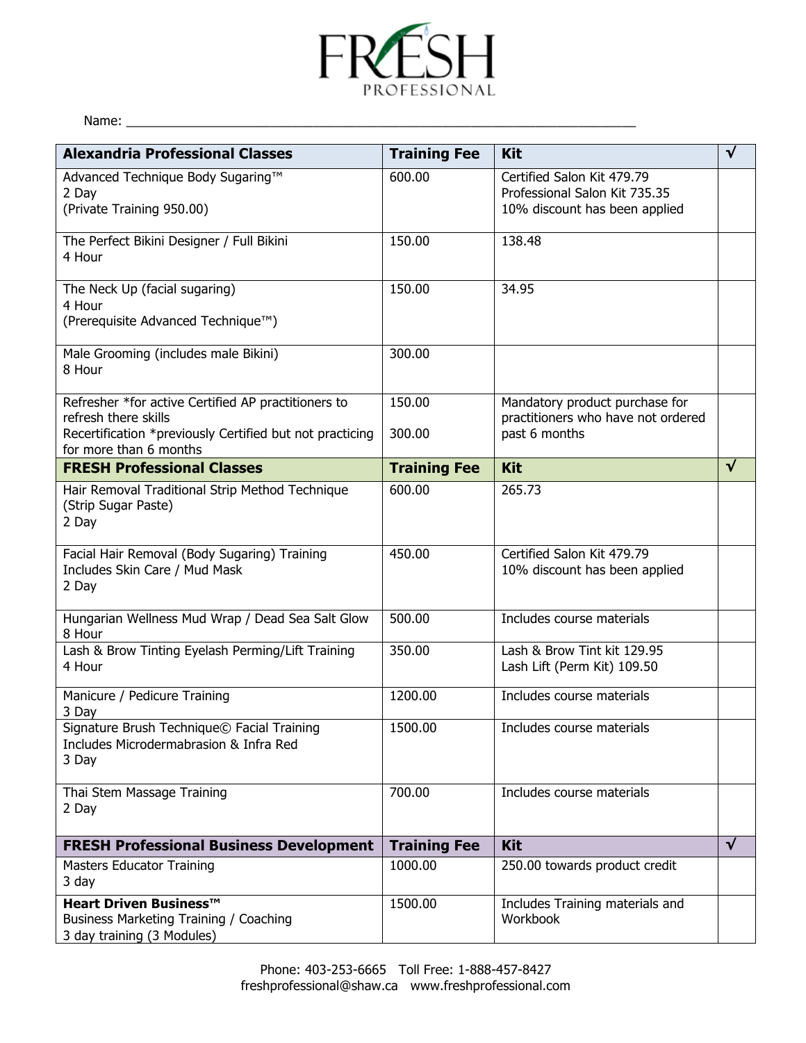# FRESH PROFESSIONAL

Name: ___________________________________________________________________________

| Alexandria Professional Classes | Training Fee | Kit | √ |
|---|---|---|---|
| Advanced Technique Body Sugaring™<br>2 Day<br>(Private Training 950.00) | 600.00 | Certified Salon Kit 479.79<br>Professional Salon Kit 735.35<br>10% discount has been applied | |
| The Perfect Bikini Designer / Full Bikini<br>4 Hour | 150.00 | 138.48 | |
| The Neck Up (facial sugaring)<br>4 Hour<br>(Prerequisite Advanced Technique™) | 150.00 | 34.95 | |
| Male Grooming (includes male Bikini)<br>8 Hour | 300.00 | | |
| Refresher *for active Certified AP practitioners to refresh there skills<br>Recertification *previously Certified but not practicing for more than 6 months | 150.00<br><br>300.00 | Mandatory product purchase for practitioners who have not ordered past 6 months | |
| **FRESH Professional Classes** | **Training Fee** | **Kit** | **√** |
| Hair Removal Traditional Strip Method Technique (Strip Sugar Paste)<br>2 Day | 600.00 | 265.73 | |
| Facial Hair Removal (Body Sugaring) Training<br>Includes Skin Care / Mud Mask<br>2 Day | 450.00 | Certified Salon Kit 479.79<br>10% discount has been applied | |
| Hungarian Wellness Mud Wrap / Dead Sea Salt Glow<br>8 Hour | 500.00 | Includes course materials | |
| Lash & Brow Tinting Eyelash Perming/Lift Training<br>4 Hour | 350.00 | Lash & Brow Tint kit 129.95<br>Lash Lift (Perm Kit) 109.50 | |
| Manicure / Pedicure Training<br>3 Day | 1200.00 | Includes course materials | |
| Signature Brush Technique© Facial Training<br>Includes Microdermabrasion & Infra Red<br>3 Day | 1500.00 | Includes course materials | |
| Thai Stem Massage Training<br>2 Day | 700.00 | Includes course materials | |
| **FRESH Professional Business Development** | **Training Fee** | **Kit** | **√** |
| Masters Educator Training<br>3 day | 1000.00 | 250.00 towards product credit | |
| **Heart Driven Business™**<br>Business Marketing Training / Coaching<br>3 day training (3 Modules) | 1500.00 | Includes Training materials and Workbook | |

Phone: 403-253-6665 Toll Free: 1-888-457-8427
freshprofessional@shaw.ca www.freshprofessional.com